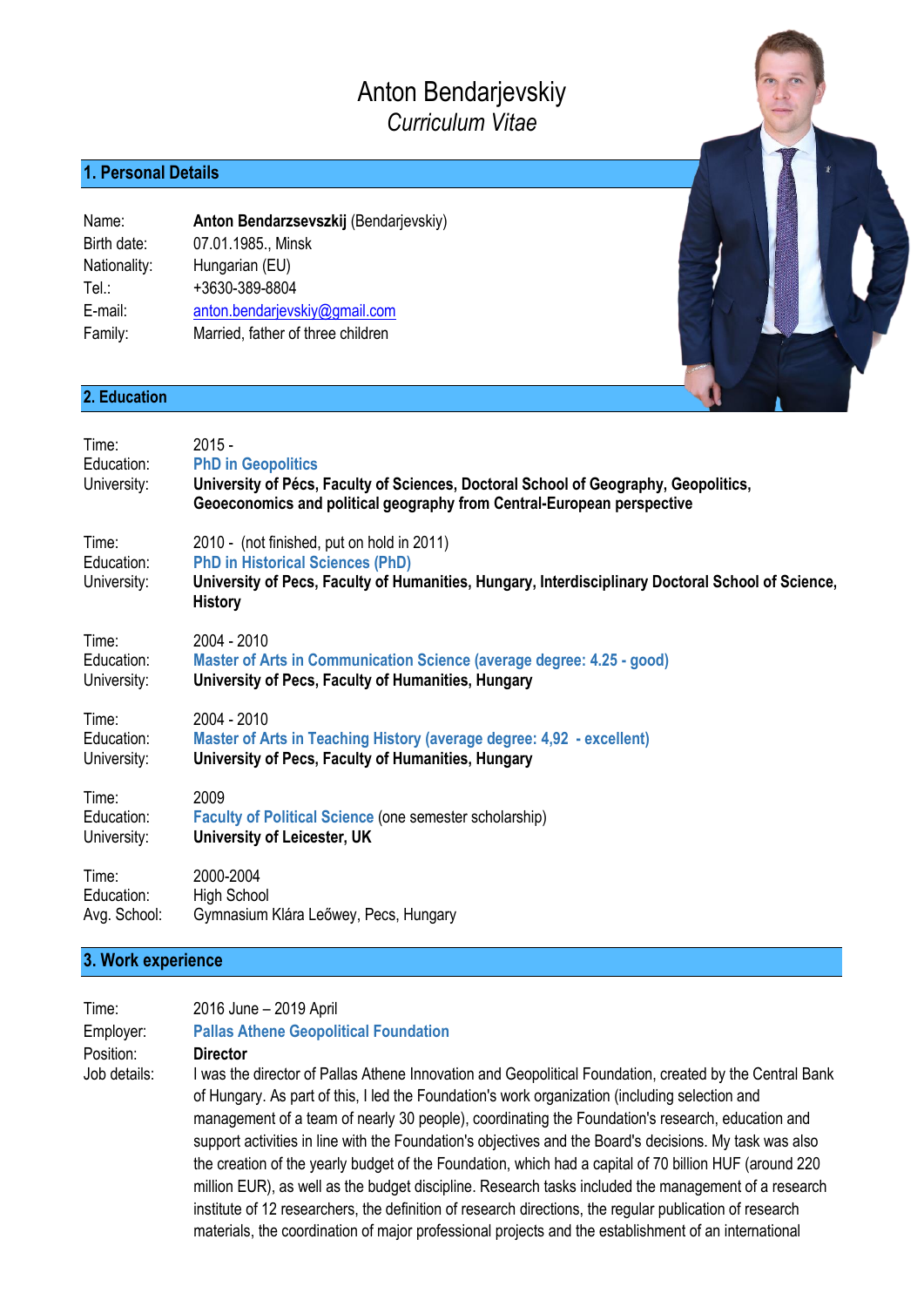# Anton Bendarjevskiy
*Curriculum Vitae*

## 1. Personal Details

Name: **Anton Bendarzsevszkij** (Bendarjevskiy)
Birth date: 07.01.1985., Minsk
Nationality: Hungarian (EU)
Tel.: +3630-389-8804
E-mail: anton.bendarjevskiy@gmail.com
Family: Married, father of three children

## 2. Education

Time: 2015 -
Education: **PhD in Geopolitics**
University: **University of Pécs, Faculty of Sciences, Doctoral School of Geography, Geopolitics, Geoeconomics and political geography from Central-European perspective**

Time: 2010 - (not finished, put on hold in 2011)
Education: **PhD in Historical Sciences (PhD)**
University: **University of Pecs, Faculty of Humanities, Hungary, Interdisciplinary Doctoral School of Science, History**

Time: 2004 - 2010
Education: **Master of Arts in Communication Science (average degree: 4.25 - good)**
University: **University of Pecs, Faculty of Humanities, Hungary**

Time: 2004 - 2010
Education: **Master of Arts in Teaching History (average degree: 4,92 - excellent)**
University: **University of Pecs, Faculty of Humanities, Hungary**

Time: 2009
Education: **Faculty of Political Science** (one semester scholarship)
University: **University of Leicester, UK**

Time: 2000-2004
Education: High School
Avg. School: Gymnasium Klára Leőwey, Pecs, Hungary

## 3. Work experience

Time: 2016 June – 2019 April
Employer: **Pallas Athene Geopolitical Foundation**
Position: **Director**
Job details: I was the director of Pallas Athene Innovation and Geopolitical Foundation, created by the Central Bank of Hungary. As part of this, I led the Foundation's work organization (including selection and management of a team of nearly 30 people), coordinating the Foundation's research, education and support activities in line with the Foundation's objectives and the Board's decisions. My task was also the creation of the yearly budget of the Foundation, which had a capital of 70 billion HUF (around 220 million EUR), as well as the budget discipline. Research tasks included the management of a research institute of 12 researchers, the definition of research directions, the regular publication of research materials, the coordination of major professional projects and the establishment of an international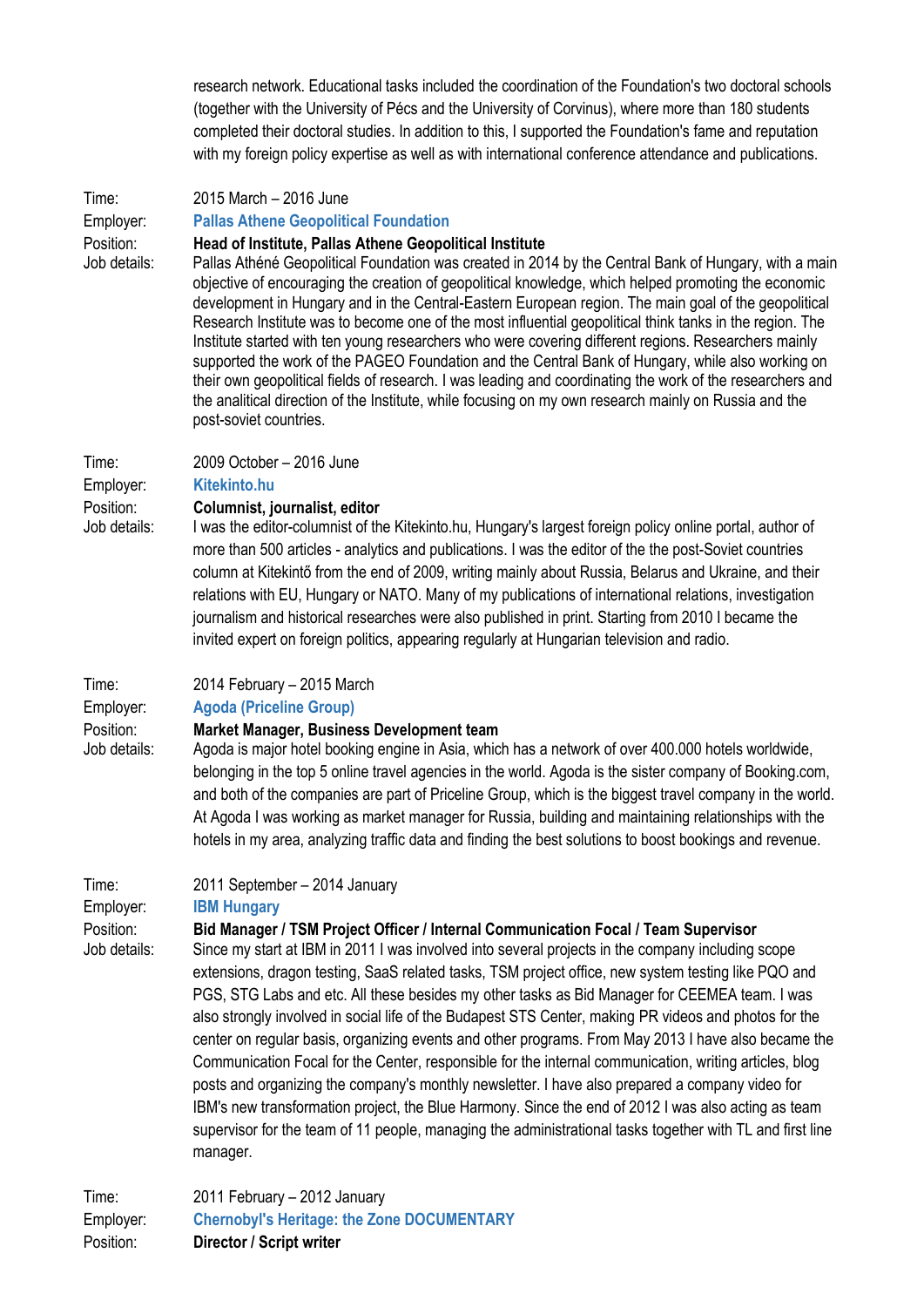research network. Educational tasks included the coordination of the Foundation's two doctoral schools (together with the University of Pécs and the University of Corvinus), where more than 180 students completed their doctoral studies. In addition to this, I supported the Foundation's fame and reputation with my foreign policy expertise as well as with international conference attendance and publications.

Time: 2015 March – 2016 June
Employer: **Pallas Athene Geopolitical Foundation**
Position: **Head of Institute, Pallas Athene Geopolitical Institute**
Job details: Pallas Athéné Geopolitical Foundation was created in 2014 by the Central Bank of Hungary, with a main objective of encouraging the creation of geopolitical knowledge, which helped promoting the economic development in Hungary and in the Central-Eastern European region. The main goal of the geopolitical Research Institute was to become one of the most influential geopolitical think tanks in the region. The Institute started with ten young researchers who were covering different regions. Researchers mainly supported the work of the PAGEO Foundation and the Central Bank of Hungary, while also working on their own geopolitical fields of research. I was leading and coordinating the work of the researchers and the analitical direction of the Institute, while focusing on my own research mainly on Russia and the post-soviet countries.

Time: 2009 October – 2016 June
Employer: **Kitekinto.hu**
Position: **Columnist, journalist, editor**
Job details: I was the editor-columnist of the Kitekinto.hu, Hungary's largest foreign policy online portal, author of more than 500 articles - analytics and publications. I was the editor of the the post-Soviet countries column at Kitekintő from the end of 2009, writing mainly about Russia, Belarus and Ukraine, and their relations with EU, Hungary or NATO. Many of my publications of international relations, investigation journalism and historical researches were also published in print. Starting from 2010 I became the invited expert on foreign politics, appearing regularly at Hungarian television and radio.

Time: 2014 February – 2015 March
Employer: **Agoda (Priceline Group)**
Position: **Market Manager, Business Development team**
Job details: Agoda is major hotel booking engine in Asia, which has a network of over 400.000 hotels worldwide, belonging in the top 5 online travel agencies in the world. Agoda is the sister company of Booking.com, and both of the companies are part of Priceline Group, which is the biggest travel company in the world. At Agoda I was working as market manager for Russia, building and maintaining relationships with the hotels in my area, analyzing traffic data and finding the best solutions to boost bookings and revenue.

Time: 2011 September – 2014 January
Employer: **IBM Hungary**
Position: **Bid Manager / TSM Project Officer / Internal Communication Focal / Team Supervisor**
Job details: Since my start at IBM in 2011 I was involved into several projects in the company including scope extensions, dragon testing, SaaS related tasks, TSM project office, new system testing like PQO and PGS, STG Labs and etc. All these besides my other tasks as Bid Manager for CEEMEA team. I was also strongly involved in social life of the Budapest STS Center, making PR videos and photos for the center on regular basis, organizing events and other programs. From May 2013 I have also became the Communication Focal for the Center, responsible for the internal communication, writing articles, blog posts and organizing the company's monthly newsletter. I have also prepared a company video for IBM's new transformation project, the Blue Harmony. Since the end of 2012 I was also acting as team supervisor for the team of 11 people, managing the administrational tasks together with TL and first line manager.

Time: 2011 February – 2012 January
Employer: **Chernobyl's Heritage: the Zone DOCUMENTARY**
Position: **Director / Script writer**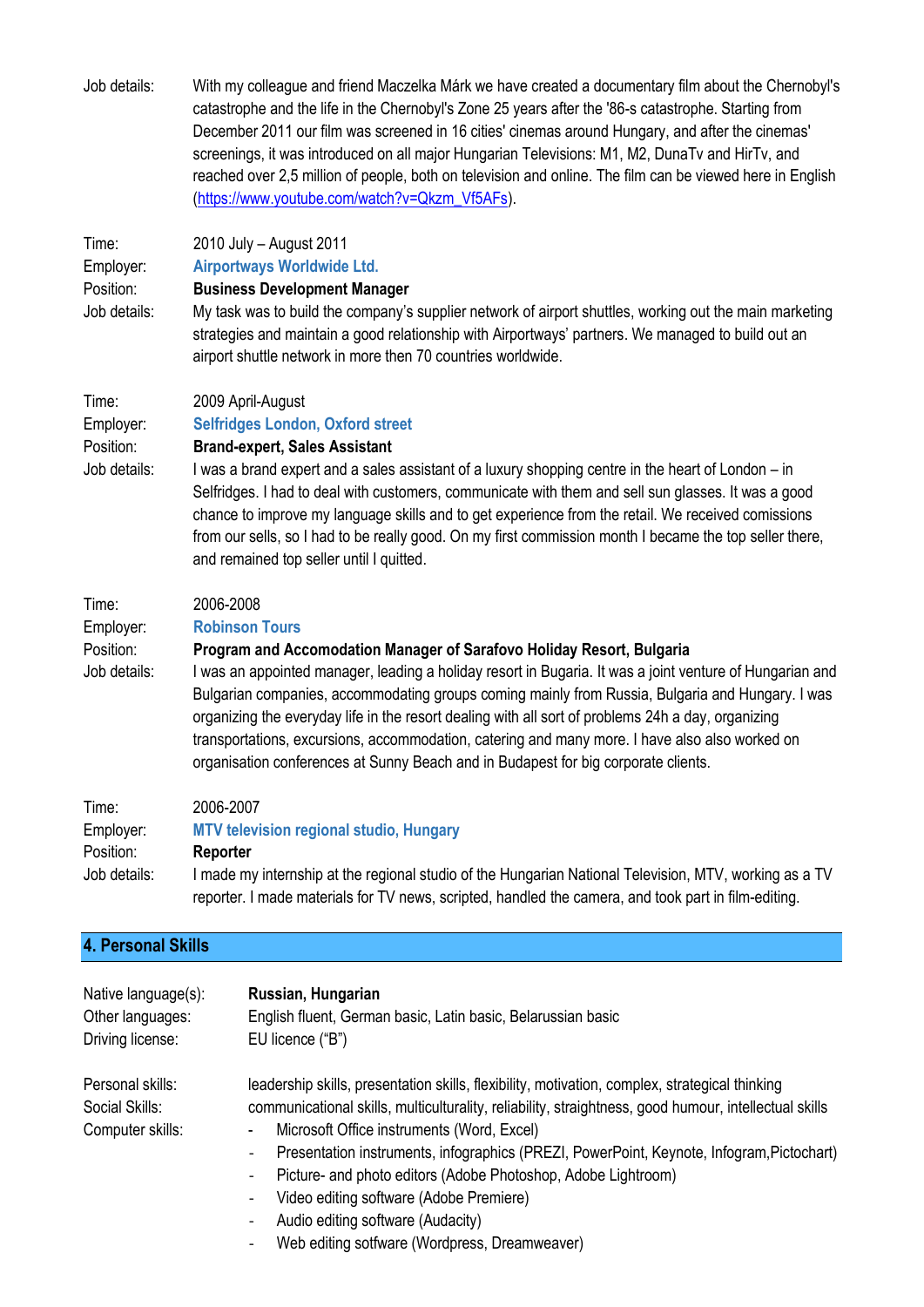| | |
|---|---|
| Job details: | With my colleague and friend Maczelka Márk we have created a documentary film about the Chernobyl's catastrophe and the life in the Chernobyl's Zone 25 years after the '86-s catastrophe. Starting from December 2011 our film was screened in 16 cities' cinemas around Hungary, and after the cinemas' screenings, it was introduced on all major Hungarian Televisions: M1, M2, DunaTv and HirTv, and reached over 2,5 million of people, both on television and online. The film can be viewed here in English (https://www.youtube.com/watch?v=Qkzm_Vf5AFs). |

| | |
|---|---|
| Time: | 2010 July – August 2011 |
| Employer: | **Airportways Worldwide Ltd.** |
| Position: | **Business Development Manager** |
| Job details: | My task was to build the company's supplier network of airport shuttles, working out the main marketing strategies and maintain a good relationship with Airportways' partners. We managed to build out an airport shuttle network in more then 70 countries worldwide. |

| | |
|---|---|
| Time: | 2009 April-August |
| Employer: | **Selfridges London, Oxford street** |
| Position: | **Brand-expert, Sales Assistant** |
| Job details: | I was a brand expert and a sales assistant of a luxury shopping centre in the heart of London – in Selfridges. I had to deal with customers, communicate with them and sell sun glasses. It was a good chance to improve my language skills and to get experience from the retail. We received comissions from our sells, so I had to be really good. On my first commission month I became the top seller there, and remained top seller until I quitted. |

| | |
|---|---|
| Time: | 2006-2008 |
| Employer: | **Robinson Tours** |
| Position: | **Program and Accomodation Manager of Sarafovo Holiday Resort, Bulgaria** |
| Job details: | I was an appointed manager, leading a holiday resort in Bugaria. It was a joint venture of Hungarian and Bulgarian companies, accommodating groups coming mainly from Russia, Bulgaria and Hungary. I was organizing the everyday life in the resort dealing with all sort of problems 24h a day, organizing transportations, excursions, accommodation, catering and many more. I have also also worked on organisation conferences at Sunny Beach and in Budapest for big corporate clients. |

| | |
|---|---|
| Time: | 2006-2007 |
| Employer: | **MTV television regional studio, Hungary** |
| Position: | **Reporter** |
| Job details: | I made my internship at the regional studio of the Hungarian National Television, MTV, working as a TV reporter. I made materials for TV news, scripted, handled the camera, and took part in film-editing. |

## 4. Personal Skills

| | |
|---|---|
| Native language(s): | **Russian, Hungarian** |
| Other languages: | English fluent, German basic, Latin basic, Belarussian basic |
| Driving license: | EU licence ("B") |

Personal skills: leadership skills, presentation skills, flexibility, motivation, complex, strategical thinking

Social Skills: communicational skills, multiculturality, reliability, straightness, good humour, intellectual skills

Computer skills:

- Microsoft Office instruments (Word, Excel)
- Presentation instruments, infographics (PREZI, PowerPoint, Keynote, Infogram,Pictochart)
- Picture- and photo editors (Adobe Photoshop, Adobe Lightroom)
- Video editing software (Adobe Premiere)
- Audio editing software (Audacity)
- Web editing sotfware (Wordpress, Dreamweaver)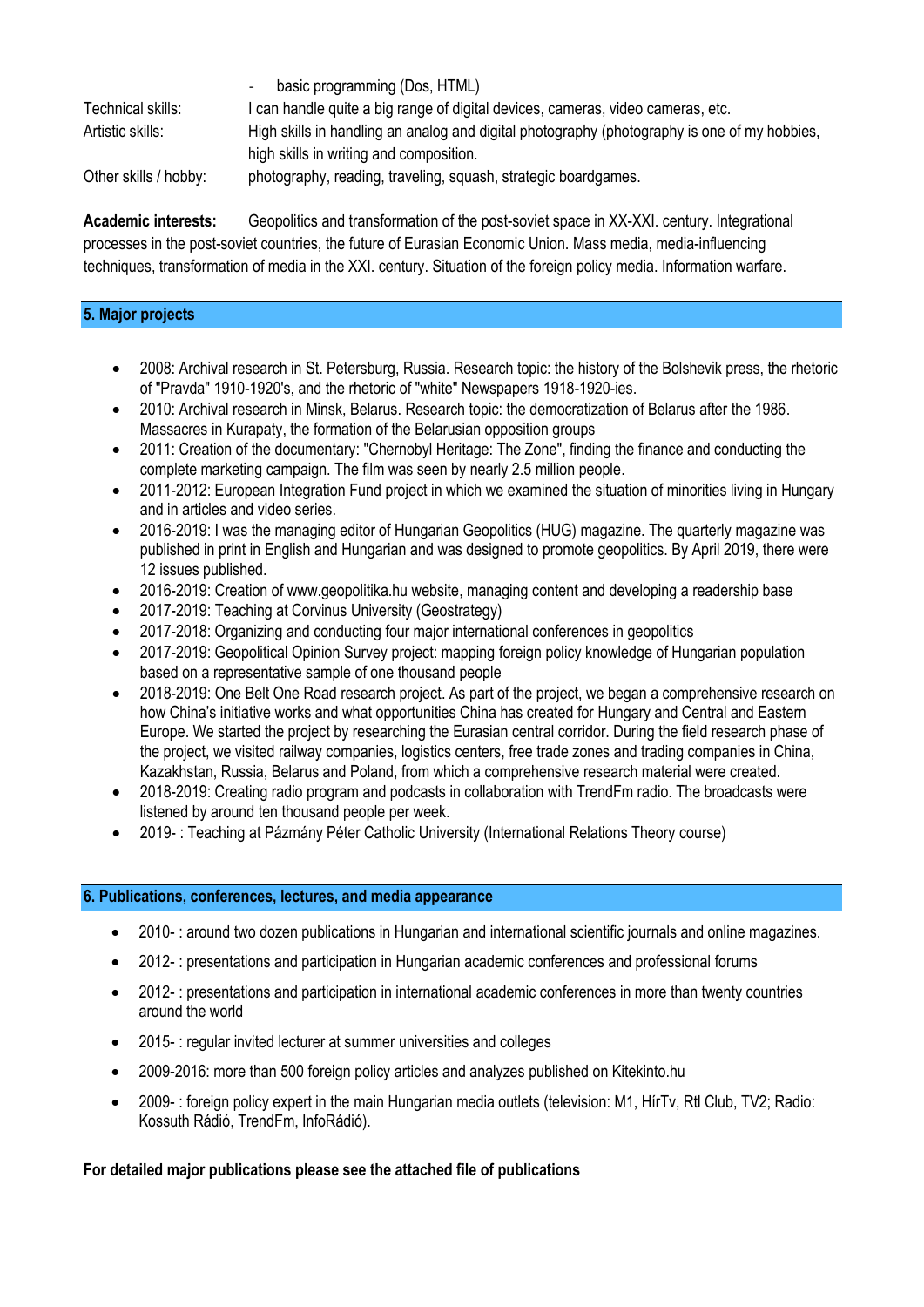- basic programming (Dos, HTML)

| | |
|---|---|
| Technical skills: | I can handle quite a big range of digital devices, cameras, video cameras, etc. |
| Artistic skills: | High skills in handling an analog and digital photography (photography is one of my hobbies, high skills in writing and composition. |
| Other skills / hobby: | photography, reading, traveling, squash, strategic boardgames. |

**Academic interests:** Geopolitics and transformation of the post-soviet space in XX-XXI. century. Integrational processes in the post-soviet countries, the future of Eurasian Economic Union. Mass media, media-influencing techniques, transformation of media in the XXI. century. Situation of the foreign policy media. Information warfare.

## 5. Major projects

- 2008: Archival research in St. Petersburg, Russia. Research topic: the history of the Bolshevik press, the rhetoric of "Pravda" 1910-1920's, and the rhetoric of "white" Newspapers 1918-1920-ies.
- 2010: Archival research in Minsk, Belarus. Research topic: the democratization of Belarus after the 1986. Massacres in Kurapaty, the formation of the Belarusian opposition groups
- 2011: Creation of the documentary: "Chernobyl Heritage: The Zone", finding the finance and conducting the complete marketing campaign. The film was seen by nearly 2.5 million people.
- 2011-2012: European Integration Fund project in which we examined the situation of minorities living in Hungary and in articles and video series.
- 2016-2019: I was the managing editor of Hungarian Geopolitics (HUG) magazine. The quarterly magazine was published in print in English and Hungarian and was designed to promote geopolitics. By April 2019, there were 12 issues published.
- 2016-2019: Creation of www.geopolitika.hu website, managing content and developing a readership base
- 2017-2019: Teaching at Corvinus University (Geostrategy)
- 2017-2018: Organizing and conducting four major international conferences in geopolitics
- 2017-2019: Geopolitical Opinion Survey project: mapping foreign policy knowledge of Hungarian population based on a representative sample of one thousand people
- 2018-2019: One Belt One Road research project. As part of the project, we began a comprehensive research on how China's initiative works and what opportunities China has created for Hungary and Central and Eastern Europe. We started the project by researching the Eurasian central corridor. During the field research phase of the project, we visited railway companies, logistics centers, free trade zones and trading companies in China, Kazakhstan, Russia, Belarus and Poland, from which a comprehensive research material were created.
- 2018-2019: Creating radio program and podcasts in collaboration with TrendFm radio. The broadcasts were listened by around ten thousand people per week.
- 2019- : Teaching at Pázmány Péter Catholic University (International Relations Theory course)

## 6. Publications, conferences, lectures, and media appearance

- 2010- : around two dozen publications in Hungarian and international scientific journals and online magazines.
- 2012- : presentations and participation in Hungarian academic conferences and professional forums
- 2012- : presentations and participation in international academic conferences in more than twenty countries around the world
- 2015- : regular invited lecturer at summer universities and colleges
- 2009-2016: more than 500 foreign policy articles and analyzes published on Kitekinto.hu
- 2009- : foreign policy expert in the main Hungarian media outlets (television: M1, HírTv, Rtl Club, TV2; Radio: Kossuth Rádió, TrendFm, InfoRádió).

**For detailed major publications please see the attached file of publications**